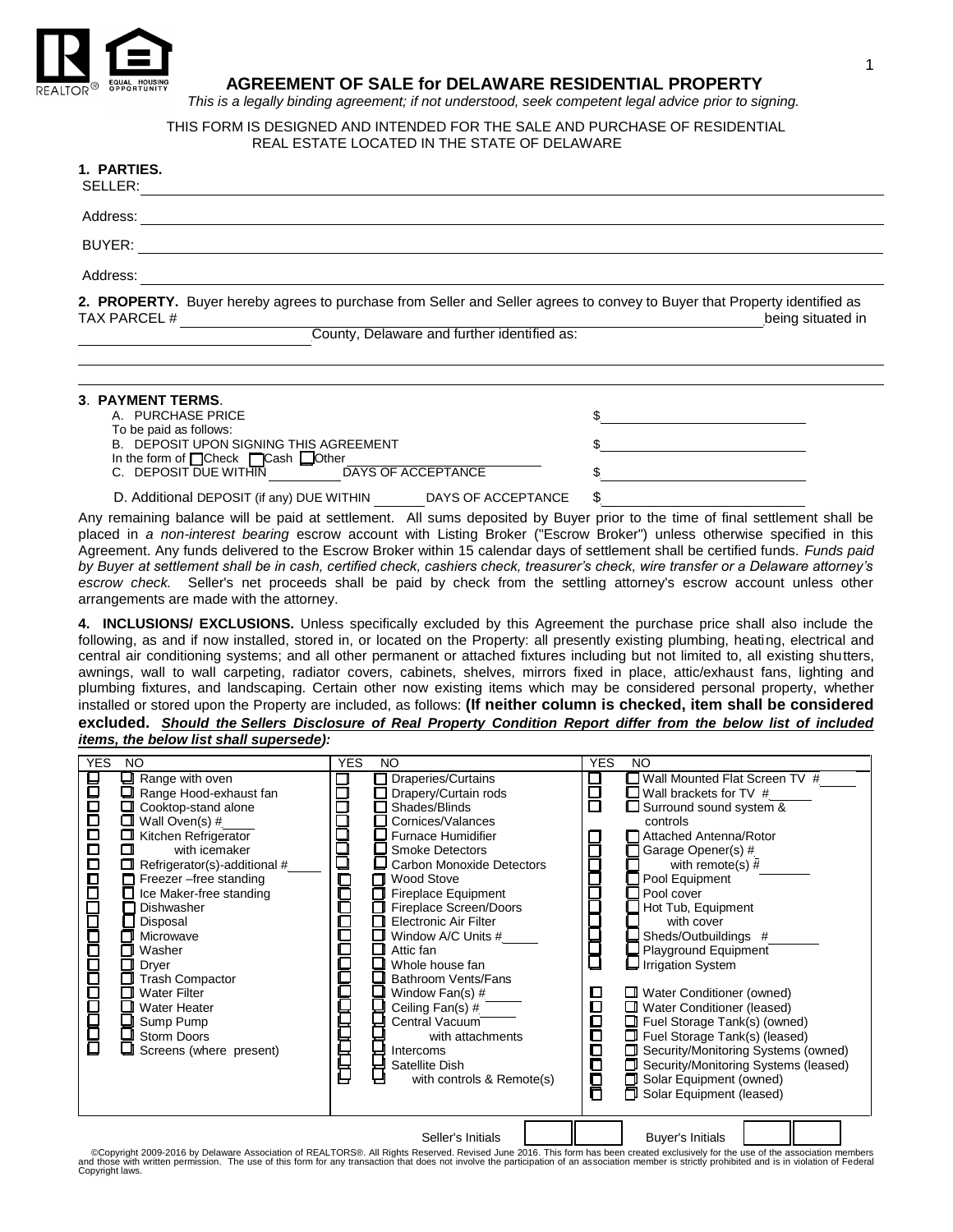# AGREEMENT OF SALE for DELAWARE RESIDENTIAL PROPERTY

*This is a legally binding agreement; if not understood, seek competent legal advice prior to signing.*

THIS FORM IS DESIGNED AND INTENDED FOR THE SALE AND PURCHASE OF RESIDENTIAL REAL ESTATE LOCATED IN THE STATE OF DELAWARE

**1. PARTIES.**

SELLER: ______________________________

Address: ______________________________

BUYER: ______________________________

Address: ______________________________

**2. PROPERTY.** Buyer hereby agrees to purchase from Seller and Seller agrees to convey to Buyer that Property identified as TAX PARCEL # ______________________________ being situated in ______________ County, Delaware and further identified as:

______________________________

______________________________

**3. PAYMENT TERMS.**

| | |
|---|---|
| A. PURCHASE PRICE | $ __________ |
| To be paid as follows: | |
| B. DEPOSIT UPON SIGNING THIS AGREEMENT | $ __________ |
| In the form of ☐Check ☐Cash ☐Other __________ | |
| C. DEPOSIT DUE WITHIN ______ DAYS OF ACCEPTANCE | $ __________ |
| D. Additional DEPOSIT (if any) DUE WITHIN ______ DAYS OF ACCEPTANCE | $ __________ |

Any remaining balance will be paid at settlement. All sums deposited by Buyer prior to the time of final settlement shall be placed in *a non-interest bearing* escrow account with Listing Broker ("Escrow Broker") unless otherwise specified in this Agreement. Any funds delivered to the Escrow Broker within 15 calendar days of settlement shall be certified funds. *Funds paid by Buyer at settlement shall be in cash, certified check, cashiers check, treasurer's check, wire transfer or a Delaware attorney's escrow check.* Seller's net proceeds shall be paid by check from the settling attorney's escrow account unless other arrangements are made with the attorney.

**4. INCLUSIONS/ EXCLUSIONS.** Unless specifically excluded by this Agreement the purchase price shall also include the following, as and if now installed, stored in, or located on the Property: all presently existing plumbing, heating, electrical and central air conditioning systems; and all other permanent or attached fixtures including but not limited to, all existing shutters, awnings, wall to wall carpeting, radiator covers, cabinets, shelves, mirrors fixed in place, attic/exhaust fans, lighting and plumbing fixtures, and landscaping. Certain other now existing items which may be considered personal property, whether installed or stored upon the Property are included, as follows: **(If neither column is checked, item shall be considered excluded.** ***Should the Sellers Disclosure of Real Property Condition Report differ from the below list of included items, the below list shall supersede*****):**

| YES | NO | Item | YES | NO | Item | YES | NO | Item |
|---|---|---|---|---|---|---|---|---|
| ☐ | ☐ | Range with oven | ☐ | ☐ | Draperies/Curtains | ☐ | ☐ | Wall Mounted Flat Screen TV # ____ |
| ☐ | ☐ | Range Hood-exhaust fan | ☐ | ☐ | Drapery/Curtain rods | ☐ | ☐ | Wall brackets for TV # ____ |
| ☐ | ☐ | Cooktop-stand alone | ☐ | ☐ | Shades/Blinds | ☐ | ☐ | Surround sound system & controls |
| ☐ | ☐ | Wall Oven(s) # ____ | ☐ | ☐ | Cornices/Valances | | | |
| ☐ | ☐ | Kitchen Refrigerator | ☐ | ☐ | Furnace Humidifier | ☐ | ☐ | Attached Antenna/Rotor |
| ☐ | ☐ | with icemaker | ☐ | ☐ | Smoke Detectors | ☐ | ☐ | Garage Opener(s) # ____ |
| ☐ | ☐ | Refrigerator(s)-additional # ____ | ☐ | ☐ | Carbon Monoxide Detectors | ☐ | ☐ | with remote(s) # ____ |
| ☐ | ☐ | Freezer –free standing | ☐ | ☐ | Wood Stove | ☐ | ☐ | Pool Equipment |
| ☐ | ☐ | Ice Maker-free standing | ☐ | ☐ | Fireplace Equipment | ☐ | ☐ | Pool cover |
| ☐ | ☐ | Dishwasher | ☐ | ☐ | Fireplace Screen/Doors | ☐ | ☐ | Hot Tub, Equipment |
| ☐ | ☐ | Disposal | ☐ | ☐ | Electronic Air Filter | ☐ | ☐ | with cover |
| ☐ | ☐ | Microwave | ☐ | ☐ | Window A/C Units # ____ | ☐ | ☐ | Sheds/Outbuildings # ____ |
| ☐ | ☐ | Washer | ☐ | ☐ | Attic fan | ☐ | ☐ | Playground Equipment |
| ☐ | ☐ | Dryer | ☐ | ☐ | Whole house fan | ☐ | ☐ | Irrigation System |
| ☐ | ☐ | Trash Compactor | ☐ | ☐ | Bathroom Vents/Fans | | | |
| ☐ | ☐ | Water Filter | ☐ | ☐ | Window Fan(s) # ____ | ☐ | ☐ | Water Conditioner (owned) |
| ☐ | ☐ | Water Heater | ☐ | ☐ | Ceiling Fan(s) # ____ | ☐ | ☐ | Water Conditioner (leased) |
| ☐ | ☐ | Sump Pump | ☐ | ☐ | Central Vacuum | ☐ | ☐ | Fuel Storage Tank(s) (owned) |
| ☐ | ☐ | Storm Doors | ☐ | ☐ | with attachments | ☐ | ☐ | Fuel Storage Tank(s) (leased) |
| ☐ | ☐ | Screens (where present) | ☐ | ☐ | Intercoms | ☐ | ☐ | Security/Monitoring Systems (owned) |
| | | | ☐ | ☐ | Satellite Dish | ☐ | ☐ | Security/Monitoring Systems (leased) |
| | | | ☐ | ☐ | with controls & Remote(s) | ☐ | ☐ | Solar Equipment (owned) |
| | | | | | | ☐ | ☐ | Solar Equipment (leased) |

Seller's Initials ______ ______ Buyer's Initials ______ ______

©Copyright 2009-2016 by Delaware Association of REALTORS®. All Rights Reserved. Revised June 2016. This form has been created exclusively for the use of the association members and those with written permission. The use of this form for any transaction that does not involve the participation of an association member is strictly prohibited and is in violation of Federal Copyright laws.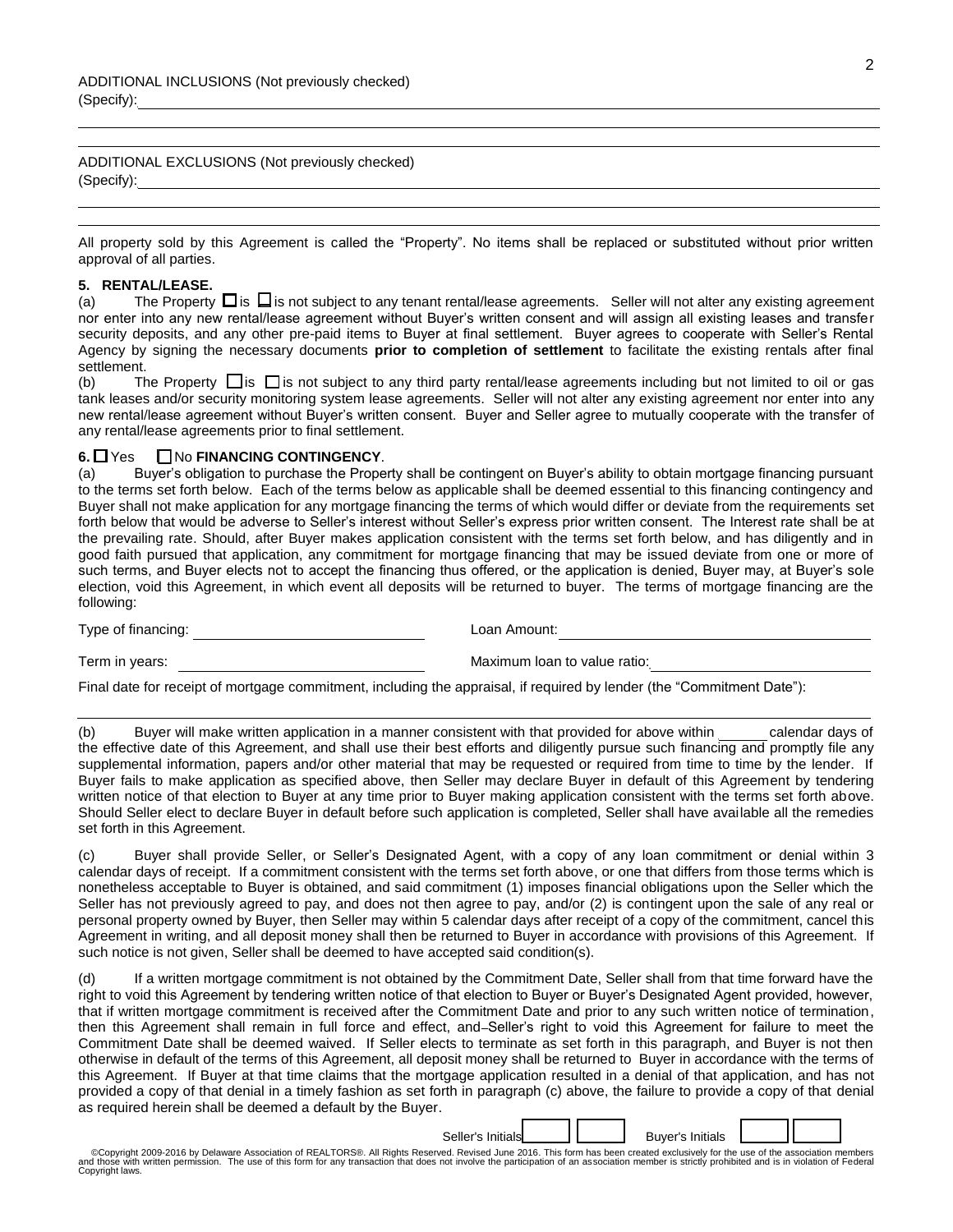ADDITIONAL INCLUSIONS (Not previously checked)
(Specify): ______________________________________________________________________________

ADDITIONAL EXCLUSIONS (Not previously checked)
(Specify): ______________________________________________________________________________

All property sold by this Agreement is called the "Property". No items shall be replaced or substituted without prior written approval of all parties.

**5. RENTAL/LEASE.**

(a) The Property ☐ is ☐ is not subject to any tenant rental/lease agreements. Seller will not alter any existing agreement nor enter into any new rental/lease agreement without Buyer's written consent and will assign all existing leases and transfer security deposits, and any other pre-paid items to Buyer at final settlement. Buyer agrees to cooperate with Seller's Rental Agency by signing the necessary documents **prior to completion of settlement** to facilitate the existing rentals after final settlement.

(b) The Property ☐ is ☐ is not subject to any third party rental/lease agreements including but not limited to oil or gas tank leases and/or security monitoring system lease agreements. Seller will not alter any existing agreement nor enter into any new rental/lease agreement without Buyer's written consent. Buyer and Seller agree to mutually cooperate with the transfer of any rental/lease agreements prior to final settlement.

**6.** ☐ Yes ☐ No **FINANCING CONTINGENCY**.

(a) Buyer's obligation to purchase the Property shall be contingent on Buyer's ability to obtain mortgage financing pursuant to the terms set forth below. Each of the terms below as applicable shall be deemed essential to this financing contingency and Buyer shall not make application for any mortgage financing the terms of which would differ or deviate from the requirements set forth below that would be adverse to Seller's interest without Seller's express prior written consent. The Interest rate shall be at the prevailing rate. Should, after Buyer makes application consistent with the terms set forth below, and has diligently and in good faith pursued that application, any commitment for mortgage financing that may be issued deviate from one or more of such terms, and Buyer elects not to accept the financing thus offered, or the application is denied, Buyer may, at Buyer's sole election, void this Agreement, in which event all deposits will be returned to buyer. The terms of mortgage financing are the following:

Type of financing: ____________________ Loan Amount: ____________________

Term in years: ____________________ Maximum loan to value ratio: ____________________

Final date for receipt of mortgage commitment, including the appraisal, if required by lender (the "Commitment Date"):
______________________________________________________________________________

(b) Buyer will make written application in a manner consistent with that provided for above within ______ calendar days of the effective date of this Agreement, and shall use their best efforts and diligently pursue such financing and promptly file any supplemental information, papers and/or other material that may be requested or required from time to time by the lender. If Buyer fails to make application as specified above, then Seller may declare Buyer in default of this Agreement by tendering written notice of that election to Buyer at any time prior to Buyer making application consistent with the terms set forth above. Should Seller elect to declare Buyer in default before such application is completed, Seller shall have available all the remedies set forth in this Agreement.

(c) Buyer shall provide Seller, or Seller's Designated Agent, with a copy of any loan commitment or denial within 3 calendar days of receipt. If a commitment consistent with the terms set forth above, or one that differs from those terms which is nonetheless acceptable to Buyer is obtained, and said commitment (1) imposes financial obligations upon the Seller which the Seller has not previously agreed to pay, and does not then agree to pay, and/or (2) is contingent upon the sale of any real or personal property owned by Buyer, then Seller may within 5 calendar days after receipt of a copy of the commitment, cancel this Agreement in writing, and all deposit money shall then be returned to Buyer in accordance with provisions of this Agreement. If such notice is not given, Seller shall be deemed to have accepted said condition(s).

(d) If a written mortgage commitment is not obtained by the Commitment Date, Seller shall from that time forward have the right to void this Agreement by tendering written notice of that election to Buyer or Buyer's Designated Agent provided, however, that if written mortgage commitment is received after the Commitment Date and prior to any such written notice of termination, then this Agreement shall remain in full force and effect, and Seller's right to void this Agreement for failure to meet the Commitment Date shall be deemed waived. If Seller elects to terminate as set forth in this paragraph, and Buyer is not then otherwise in default of the terms of this Agreement, all deposit money shall be returned to Buyer in accordance with the terms of this Agreement. If Buyer at that time claims that the mortgage application resulted in a denial of that application, and has not provided a copy of that denial in a timely fashion as set forth in paragraph (c) above, the failure to provide a copy of that denial as required herein shall be deemed a default by the Buyer.

Seller's Initials ______ ______ Buyer's Initials ______ ______

©Copyright 2009-2016 by Delaware Association of REALTORS®. All Rights Reserved. Revised June 2016. This form has been created exclusively for the use of the association members and those with written permission. The use of this form for any transaction that does not involve the participation of an association member is strictly prohibited and is in violation of Federal Copyright laws.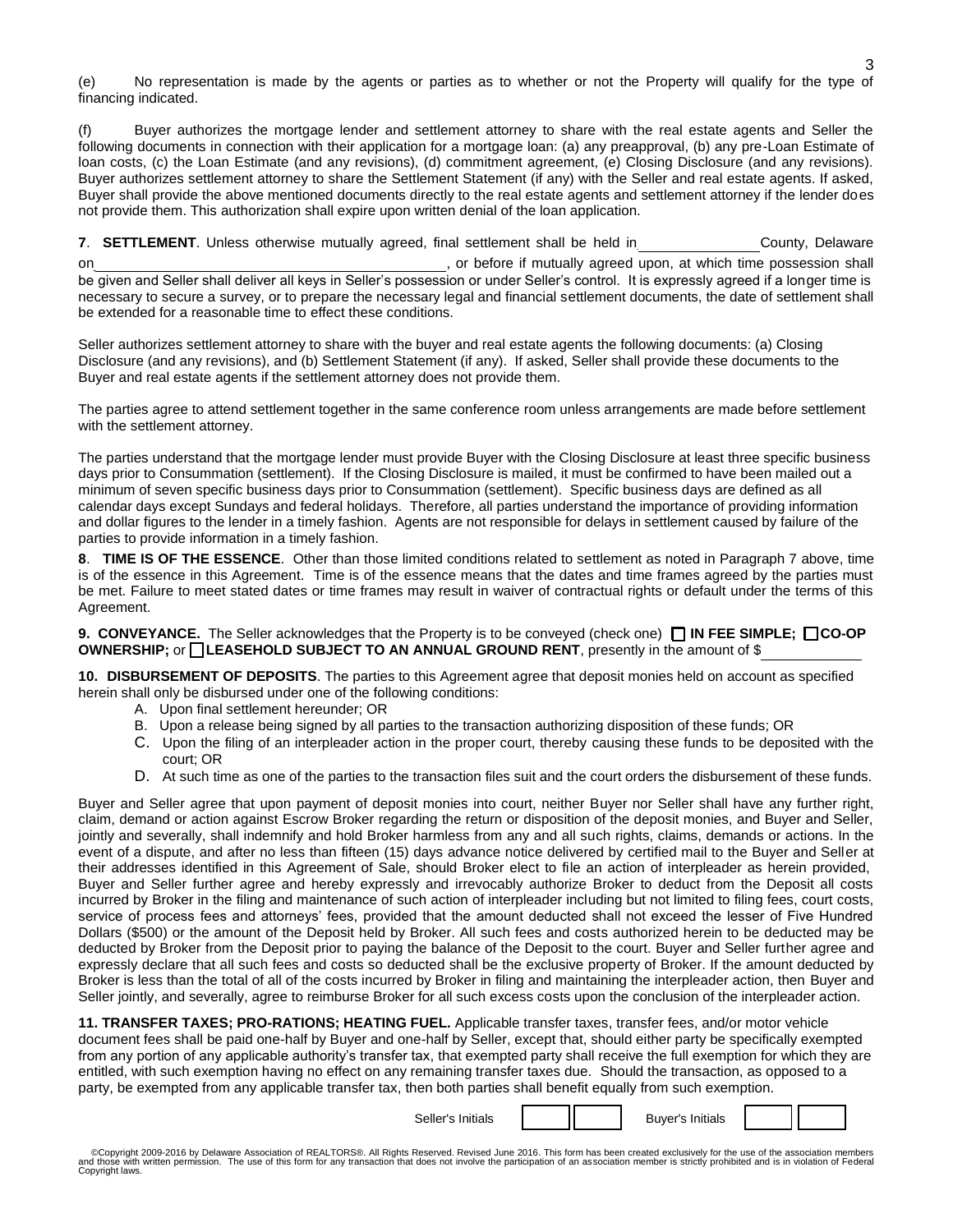(e) No representation is made by the agents or parties as to whether or not the Property will qualify for the type of financing indicated.

(f) Buyer authorizes the mortgage lender and settlement attorney to share with the real estate agents and Seller the following documents in connection with their application for a mortgage loan: (a) any preapproval, (b) any pre-Loan Estimate of loan costs, (c) the Loan Estimate (and any revisions), (d) commitment agreement, (e) Closing Disclosure (and any revisions). Buyer authorizes settlement attorney to share the Settlement Statement (if any) with the Seller and real estate agents. If asked, Buyer shall provide the above mentioned documents directly to the real estate agents and settlement attorney if the lender does not provide them. This authorization shall expire upon written denial of the loan application.

**7**. **SETTLEMENT**. Unless otherwise mutually agreed, final settlement shall be held in \_\_\_\_\_\_\_\_\_\_\_\_\_\_\_ County, Delaware on \_\_\_\_\_\_\_\_\_\_\_\_\_\_\_\_\_\_\_\_\_\_\_\_\_\_\_\_\_\_\_\_\_\_\_\_\_\_\_\_\_\_\_\_, or before if mutually agreed upon, at which time possession shall be given and Seller shall deliver all keys in Seller's possession or under Seller's control. It is expressly agreed if a longer time is necessary to secure a survey, or to prepare the necessary legal and financial settlement documents, the date of settlement shall be extended for a reasonable time to effect these conditions.

Seller authorizes settlement attorney to share with the buyer and real estate agents the following documents: (a) Closing Disclosure (and any revisions), and (b) Settlement Statement (if any). If asked, Seller shall provide these documents to the Buyer and real estate agents if the settlement attorney does not provide them.

The parties agree to attend settlement together in the same conference room unless arrangements are made before settlement with the settlement attorney.

The parties understand that the mortgage lender must provide Buyer with the Closing Disclosure at least three specific business days prior to Consummation (settlement). If the Closing Disclosure is mailed, it must be confirmed to have been mailed out a minimum of seven specific business days prior to Consummation (settlement). Specific business days are defined as all calendar days except Sundays and federal holidays. Therefore, all parties understand the importance of providing information and dollar figures to the lender in a timely fashion. Agents are not responsible for delays in settlement caused by failure of the parties to provide information in a timely fashion.

**8**. **TIME IS OF THE ESSENCE**. Other than those limited conditions related to settlement as noted in Paragraph 7 above, time is of the essence in this Agreement. Time is of the essence means that the dates and time frames agreed by the parties must be met. Failure to meet stated dates or time frames may result in waiver of contractual rights or default under the terms of this Agreement.

**9. CONVEYANCE.** The Seller acknowledges that the Property is to be conveyed (check one) ☐ **IN FEE SIMPLE;** ☐ **CO-OP OWNERSHIP;** or ☐ **LEASEHOLD SUBJECT TO AN ANNUAL GROUND RENT**, presently in the amount of $\_\_\_\_\_\_\_\_\_\_\_\_

**10. DISBURSEMENT OF DEPOSITS**. The parties to this Agreement agree that deposit monies held on account as specified herein shall only be disbursed under one of the following conditions:

A. Upon final settlement hereunder; OR
B. Upon a release being signed by all parties to the transaction authorizing disposition of these funds; OR
C. Upon the filing of an interpleader action in the proper court, thereby causing these funds to be deposited with the court; OR
D. At such time as one of the parties to the transaction files suit and the court orders the disbursement of these funds.

Buyer and Seller agree that upon payment of deposit monies into court, neither Buyer nor Seller shall have any further right, claim, demand or action against Escrow Broker regarding the return or disposition of the deposit monies, and Buyer and Seller, jointly and severally, shall indemnify and hold Broker harmless from any and all such rights, claims, demands or actions. In the event of a dispute, and after no less than fifteen (15) days advance notice delivered by certified mail to the Buyer and Seller at their addresses identified in this Agreement of Sale, should Broker elect to file an action of interpleader as herein provided, Buyer and Seller further agree and hereby expressly and irrevocably authorize Broker to deduct from the Deposit all costs incurred by Broker in the filing and maintenance of such action of interpleader including but not limited to filing fees, court costs, service of process fees and attorneys' fees, provided that the amount deducted shall not exceed the lesser of Five Hundred Dollars ($500) or the amount of the Deposit held by Broker. All such fees and costs authorized herein to be deducted may be deducted by Broker from the Deposit prior to paying the balance of the Deposit to the court. Buyer and Seller further agree and expressly declare that all such fees and costs so deducted shall be the exclusive property of Broker. If the amount deducted by Broker is less than the total of all of the costs incurred by Broker in filing and maintaining the interpleader action, then Buyer and Seller jointly, and severally, agree to reimburse Broker for all such excess costs upon the conclusion of the interpleader action.

**11. TRANSFER TAXES; PRO-RATIONS; HEATING FUEL.** Applicable transfer taxes, transfer fees, and/or motor vehicle document fees shall be paid one-half by Buyer and one-half by Seller, except that, should either party be specifically exempted from any portion of any applicable authority's transfer tax, that exempted party shall receive the full exemption for which they are entitled, with such exemption having no effect on any remaining transfer taxes due. Should the transaction, as opposed to a party, be exempted from any applicable transfer tax, then both parties shall benefit equally from such exemption.

Seller's Initials \_\_\_\_ \_\_\_\_ Buyer's Initials \_\_\_\_ \_\_\_\_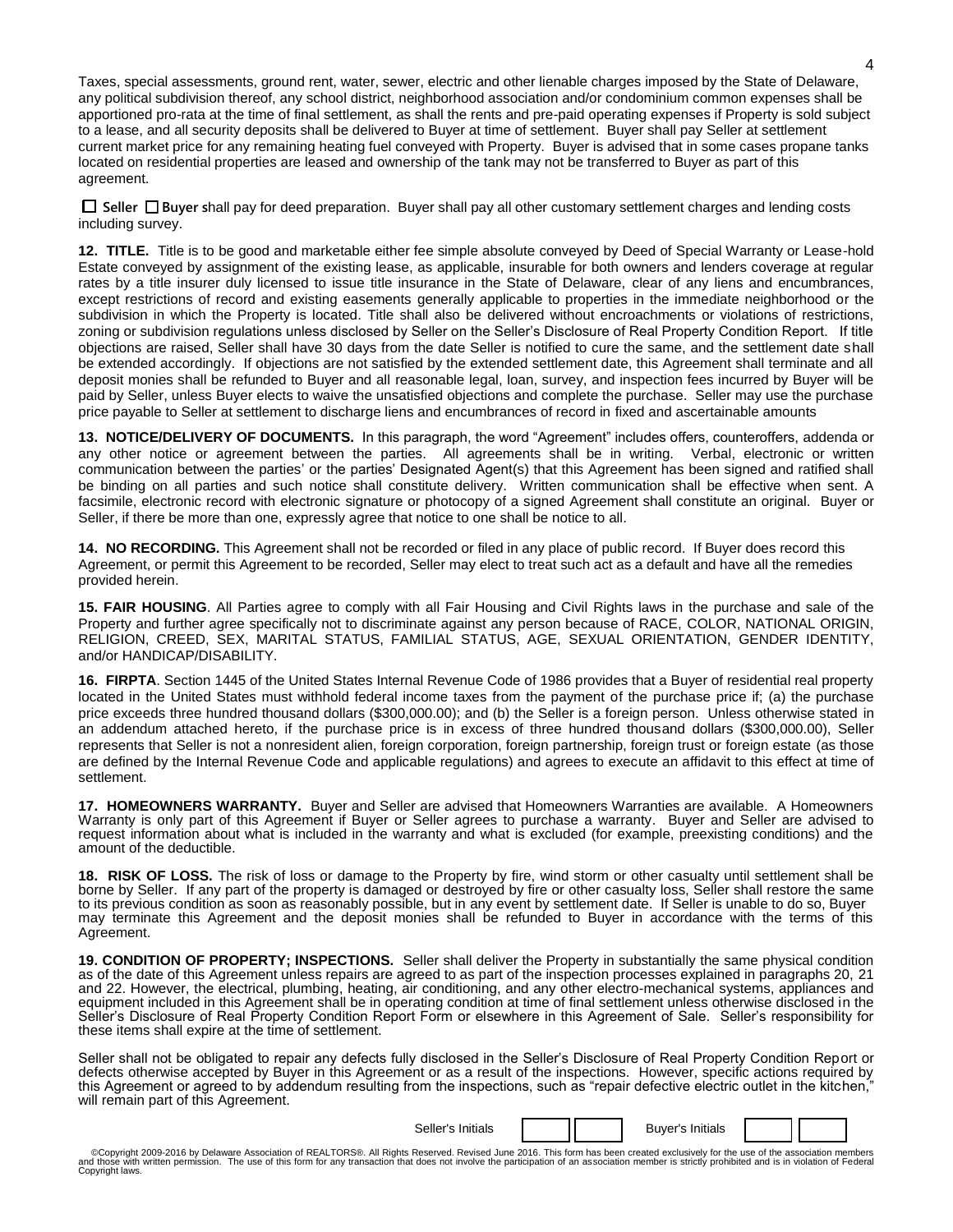Taxes, special assessments, ground rent, water, sewer, electric and other lienable charges imposed by the State of Delaware, any political subdivision thereof, any school district, neighborhood association and/or condominium common expenses shall be apportioned pro-rata at the time of final settlement, as shall the rents and pre-paid operating expenses if Property is sold subject to a lease, and all security deposits shall be delivered to Buyer at time of settlement. Buyer shall pay Seller at settlement current market price for any remaining heating fuel conveyed with Property. Buyer is advised that in some cases propane tanks located on residential properties are leased and ownership of the tank may not be transferred to Buyer as part of this agreement.

☐ **Seller** ☐ **Buyer** shall pay for deed preparation. Buyer shall pay all other customary settlement charges and lending costs including survey.

**12. TITLE.** Title is to be good and marketable either fee simple absolute conveyed by Deed of Special Warranty or Lease-hold Estate conveyed by assignment of the existing lease, as applicable, insurable for both owners and lenders coverage at regular rates by a title insurer duly licensed to issue title insurance in the State of Delaware, clear of any liens and encumbrances, except restrictions of record and existing easements generally applicable to properties in the immediate neighborhood or the subdivision in which the Property is located. Title shall also be delivered without encroachments or violations of restrictions, zoning or subdivision regulations unless disclosed by Seller on the Seller's Disclosure of Real Property Condition Report. If title objections are raised, Seller shall have 30 days from the date Seller is notified to cure the same, and the settlement date shall be extended accordingly. If objections are not satisfied by the extended settlement date, this Agreement shall terminate and all deposit monies shall be refunded to Buyer and all reasonable legal, loan, survey, and inspection fees incurred by Buyer will be paid by Seller, unless Buyer elects to waive the unsatisfied objections and complete the purchase. Seller may use the purchase price payable to Seller at settlement to discharge liens and encumbrances of record in fixed and ascertainable amounts

**13. NOTICE/DELIVERY OF DOCUMENTS.** In this paragraph, the word "Agreement" includes offers, counteroffers, addenda or any other notice or agreement between the parties. All agreements shall be in writing. Verbal, electronic or written communication between the parties' or the parties' Designated Agent(s) that this Agreement has been signed and ratified shall be binding on all parties and such notice shall constitute delivery. Written communication shall be effective when sent. A facsimile, electronic record with electronic signature or photocopy of a signed Agreement shall constitute an original. Buyer or Seller, if there be more than one, expressly agree that notice to one shall be notice to all.

**14. NO RECORDING.** This Agreement shall not be recorded or filed in any place of public record. If Buyer does record this Agreement, or permit this Agreement to be recorded, Seller may elect to treat such act as a default and have all the remedies provided herein.

**15. FAIR HOUSING**. All Parties agree to comply with all Fair Housing and Civil Rights laws in the purchase and sale of the Property and further agree specifically not to discriminate against any person because of RACE, COLOR, NATIONAL ORIGIN, RELIGION, CREED, SEX, MARITAL STATUS, FAMILIAL STATUS, AGE, SEXUAL ORIENTATION, GENDER IDENTITY, and/or HANDICAP/DISABILITY.

**16. FIRPTA**. Section 1445 of the United States Internal Revenue Code of 1986 provides that a Buyer of residential real property located in the United States must withhold federal income taxes from the payment of the purchase price if; (a) the purchase price exceeds three hundred thousand dollars ($300,000.00); and (b) the Seller is a foreign person. Unless otherwise stated in an addendum attached hereto, if the purchase price is in excess of three hundred thousand dollars ($300,000.00), Seller represents that Seller is not a nonresident alien, foreign corporation, foreign partnership, foreign trust or foreign estate (as those are defined by the Internal Revenue Code and applicable regulations) and agrees to execute an affidavit to this effect at time of settlement.

**17. HOMEOWNERS WARRANTY.** Buyer and Seller are advised that Homeowners Warranties are available. A Homeowners Warranty is only part of this Agreement if Buyer or Seller agrees to purchase a warranty. Buyer and Seller are advised to request information about what is included in the warranty and what is excluded (for example, preexisting conditions) and the amount of the deductible.

**18. RISK OF LOSS.** The risk of loss or damage to the Property by fire, wind storm or other casualty until settlement shall be borne by Seller. If any part of the property is damaged or destroyed by fire or other casualty loss, Seller shall restore the same to its previous condition as soon as reasonably possible, but in any event by settlement date. If Seller is unable to do so, Buyer may terminate this Agreement and the deposit monies shall be refunded to Buyer in accordance with the terms of this Agreement.

**19. CONDITION OF PROPERTY; INSPECTIONS.** Seller shall deliver the Property in substantially the same physical condition as of the date of this Agreement unless repairs are agreed to as part of the inspection processes explained in paragraphs 20, 21 and 22. However, the electrical, plumbing, heating, air conditioning, and any other electro-mechanical systems, appliances and equipment included in this Agreement shall be in operating condition at time of final settlement unless otherwise disclosed in the Seller's Disclosure of Real Property Condition Report Form or elsewhere in this Agreement of Sale. Seller's responsibility for these items shall expire at the time of settlement.

Seller shall not be obligated to repair any defects fully disclosed in the Seller's Disclosure of Real Property Condition Report or defects otherwise accepted by Buyer in this Agreement or as a result of the inspections. However, specific actions required by this Agreement or agreed to by addendum resulting from the inspections, such as "repair defective electric outlet in the kitchen," will remain part of this Agreement.

Seller's Initials ☐ ☐ Buyer's Initials ☐ ☐

©Copyright 2009-2016 by Delaware Association of REALTORS®. All Rights Reserved. Revised June 2016. This form has been created exclusively for the use of the association members and those with written permission. The use of this form for any transaction that does not involve the participation of an association member is strictly prohibited and is in violation of Federal Copyright laws.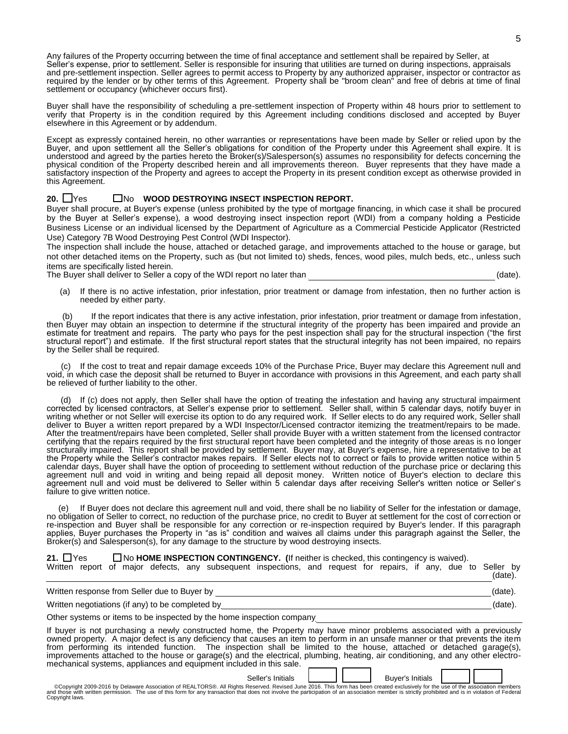Any failures of the Property occurring between the time of final acceptance and settlement shall be repaired by Seller, at Seller's expense, prior to settlement. Seller is responsible for insuring that utilities are turned on during inspections, appraisals and pre-settlement inspection. Seller agrees to permit access to Property by any authorized appraiser, inspector or contractor as required by the lender or by other terms of this Agreement. Property shall be "broom clean" and free of debris at time of final settlement or occupancy (whichever occurs first).

Buyer shall have the responsibility of scheduling a pre-settlement inspection of Property within 48 hours prior to settlement to verify that Property is in the condition required by this Agreement including conditions disclosed and accepted by Buyer elsewhere in this Agreement or by addendum.

Except as expressly contained herein, no other warranties or representations have been made by Seller or relied upon by the Buyer, and upon settlement all the Seller's obligations for condition of the Property under this Agreement shall expire. It is understood and agreed by the parties hereto the Broker(s)/Salesperson(s) assumes no responsibility for defects concerning the physical condition of the Property described herein and all improvements thereon. Buyer represents that they have made a satisfactory inspection of the Property and agrees to accept the Property in its present condition except as otherwise provided in this Agreement.

**20.** ☐Yes ☐No **WOOD DESTROYING INSECT INSPECTION REPORT.**

Buyer shall procure, at Buyer's expense (unless prohibited by the type of mortgage financing, in which case it shall be procured by the Buyer at Seller's expense), a wood destroying insect inspection report (WDI) from a company holding a Pesticide Business License or an individual licensed by the Department of Agriculture as a Commercial Pesticide Applicator (Restricted Use) Category 7B Wood Destroying Pest Control (WDI Inspector).

The inspection shall include the house, attached or detached garage, and improvements attached to the house or garage, but not other detached items on the Property, such as (but not limited to) sheds, fences, wood piles, mulch beds, etc., unless such items are specifically listed herein.

The Buyer shall deliver to Seller a copy of the WDI report no later than ______________________ (date).

(a) If there is no active infestation, prior infestation, prior treatment or damage from infestation, then no further action is needed by either party.

(b) If the report indicates that there is any active infestation, prior infestation, prior treatment or damage from infestation, then Buyer may obtain an inspection to determine if the structural integrity of the property has been impaired and provide an estimate for treatment and repairs. The party who pays for the pest inspection shall pay for the structural inspection ("the first structural report") and estimate. If the first structural report states that the structural integrity has not been impaired, no repairs by the Seller shall be required.

(c) If the cost to treat and repair damage exceeds 10% of the Purchase Price, Buyer may declare this Agreement null and void, in which case the deposit shall be returned to Buyer in accordance with provisions in this Agreement, and each party shall be relieved of further liability to the other.

(d) If (c) does not apply, then Seller shall have the option of treating the infestation and having any structural impairment corrected by licensed contractors, at Seller's expense prior to settlement. Seller shall, within 5 calendar days, notify buyer in writing whether or not Seller will exercise its option to do any required work. If Seller elects to do any required work, Seller shall deliver to Buyer a written report prepared by a WDI Inspector/Licensed contractor itemizing the treatment/repairs to be made. After the treatment/repairs have been completed, Seller shall provide Buyer with a written statement from the licensed contractor certifying that the repairs required by the first structural report have been completed and the integrity of those areas is no longer structurally impaired. This report shall be provided by settlement. Buyer may, at Buyer's expense, hire a representative to be at the Property while the Seller's contractor makes repairs. If Seller elects not to correct or fails to provide written notice within 5 calendar days, Buyer shall have the option of proceeding to settlement without reduction of the purchase price or declaring this agreement null and void in writing and being repaid all deposit money. Written notice of Buyer's election to declare this agreement null and void must be delivered to Seller within 5 calendar days after receiving Seller's written notice or Seller's failure to give written notice.

(e) If Buyer does not declare this agreement null and void, there shall be no liability of Seller for the infestation or damage, no obligation of Seller to correct, no reduction of the purchase price, no credit to Buyer at settlement for the cost of correction or re-inspection and Buyer shall be responsible for any correction or re-inspection required by Buyer's lender. If this paragraph applies, Buyer purchases the Property in "as is" condition and waives all claims under this paragraph against the Seller, the Broker(s) and Salesperson(s), for any damage to the structure by wood destroying insects.

**21.** ☐Yes ☐No **HOME INSPECTION CONTINGENCY. (**If neither is checked, this contingency is waived).

Written report of major defects, any subsequent inspections, and request for repairs, if any, due to Seller by ______________________ (date).

Written response from Seller due to Buyer by ______________________ (date).

Written negotiations (if any) to be completed by ______________________ (date).

Other systems or items to be inspected by the home inspection company ______________________

If buyer is not purchasing a newly constructed home, the Property may have minor problems associated with a previously owned property. A major defect is any deficiency that causes an item to perform in an unsafe manner or that prevents the item from performing its intended function. The inspection shall be limited to the house, attached or detached garage(s), improvements attached to the house or garage(s) and the electrical, plumbing, heating, air conditioning, and any other electro-mechanical systems, appliances and equipment included in this sale.

Seller's Initials ______ ______ Buyer's Initials ______ ______

©Copyright 2009-2016 by Delaware Association of REALTORS®. All Rights Reserved. Revised June 2016. This form has been created exclusively for the use of the association members and those with written permission. The use of this form for any transaction that does not involve the participation of an association member is strictly prohibited and is in violation of Federal Copyright laws.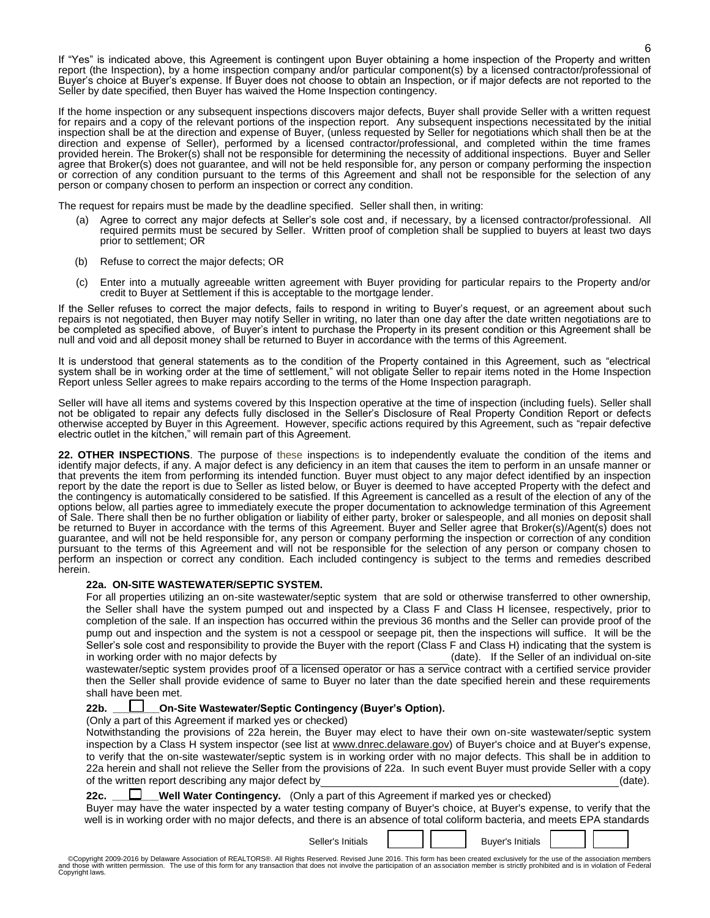If "Yes" is indicated above, this Agreement is contingent upon Buyer obtaining a home inspection of the Property and written report (the Inspection), by a home inspection company and/or particular component(s) by a licensed contractor/professional of Buyer's choice at Buyer's expense. If Buyer does not choose to obtain an Inspection, or if major defects are not reported to the Seller by date specified, then Buyer has waived the Home Inspection contingency.

If the home inspection or any subsequent inspections discovers major defects, Buyer shall provide Seller with a written request for repairs and a copy of the relevant portions of the inspection report. Any subsequent inspections necessitated by the initial inspection shall be at the direction and expense of Buyer, (unless requested by Seller for negotiations which shall then be at the direction and expense of Seller), performed by a licensed contractor/professional, and completed within the time frames provided herein. The Broker(s) shall not be responsible for determining the necessity of additional inspections. Buyer and Seller agree that Broker(s) does not guarantee, and will not be held responsible for, any person or company performing the inspection or correction of any condition pursuant to the terms of this Agreement and shall not be responsible for the selection of any person or company chosen to perform an inspection or correct any condition.

The request for repairs must be made by the deadline specified. Seller shall then, in writing:

(a) Agree to correct any major defects at Seller's sole cost and, if necessary, by a licensed contractor/professional. All required permits must be secured by Seller. Written proof of completion shall be supplied to buyers at least two days prior to settlement; OR

(b) Refuse to correct the major defects; OR

(c) Enter into a mutually agreeable written agreement with Buyer providing for particular repairs to the Property and/or credit to Buyer at Settlement if this is acceptable to the mortgage lender.

If the Seller refuses to correct the major defects, fails to respond in writing to Buyer's request, or an agreement about such repairs is not negotiated, then Buyer may notify Seller in writing, no later than one day after the date written negotiations are to be completed as specified above, of Buyer's intent to purchase the Property in its present condition or this Agreement shall be null and void and all deposit money shall be returned to Buyer in accordance with the terms of this Agreement.

It is understood that general statements as to the condition of the Property contained in this Agreement, such as "electrical system shall be in working order at the time of settlement," will not obligate Seller to repair items noted in the Home Inspection Report unless Seller agrees to make repairs according to the terms of the Home Inspection paragraph.

Seller will have all items and systems covered by this Inspection operative at the time of inspection (including fuels). Seller shall not be obligated to repair any defects fully disclosed in the Seller's Disclosure of Real Property Condition Report or defects otherwise accepted by Buyer in this Agreement. However, specific actions required by this Agreement, such as "repair defective electric outlet in the kitchen," will remain part of this Agreement.

**22. OTHER INSPECTIONS**. The purpose of these inspections is to independently evaluate the condition of the items and identify major defects, if any. A major defect is any deficiency in an item that causes the item to perform in an unsafe manner or that prevents the item from performing its intended function. Buyer must object to any major defect identified by an inspection report by the date the report is due to Seller as listed below, or Buyer is deemed to have accepted Property with the defect and the contingency is automatically considered to be satisfied. If this Agreement is cancelled as a result of the election of any of the options below, all parties agree to immediately execute the proper documentation to acknowledge termination of this Agreement of Sale. There shall then be no further obligation or liability of either party, broker or salespeople, and all monies on deposit shall be returned to Buyer in accordance with the terms of this Agreement. Buyer and Seller agree that Broker(s)/Agent(s) does not guarantee, and will not be held responsible for, any person or company performing the inspection or correction of any condition pursuant to the terms of this Agreement and will not be responsible for the selection of any person or company chosen to perform an inspection or correct any condition. Each included contingency is subject to the terms and remedies described herein.

**22a. ON-SITE WASTEWATER/SEPTIC SYSTEM.**

For all properties utilizing an on-site wastewater/septic system that are sold or otherwise transferred to other ownership, the Seller shall have the system pumped out and inspected by a Class F and Class H licensee, respectively, prior to completion of the sale. If an inspection has occurred within the previous 36 months and the Seller can provide proof of the pump out and inspection and the system is not a cesspool or seepage pit, then the inspections will suffice. It will be the Seller's sole cost and responsibility to provide the Buyer with the report (Class F and Class H) indicating that the system is in working order with no major defects by ______________________ (date). If the Seller of an individual on-site wastewater/septic system provides proof of a licensed operator or has a service contract with a certified service provider then the Seller shall provide evidence of same to Buyer no later than the date specified herein and these requirements shall have been met.

**22b. ☐ On-Site Wastewater/Septic Contingency (Buyer's Option).**

(Only a part of this Agreement if marked yes or checked)

Notwithstanding the provisions of 22a herein, the Buyer may elect to have their own on-site wastewater/septic system inspection by a Class H system inspector (see list at www.dnrec.delaware.gov) of Buyer's choice and at Buyer's expense, to verify that the on-site wastewater/septic system is in working order with no major defects. This shall be in addition to 22a herein and shall not relieve the Seller from the provisions of 22a. In such event Buyer must provide Seller with a copy of the written report describing any major defect by ______________________________________________ (date).

**22c. ☐ Well Water Contingency.** (Only a part of this Agreement if marked yes or checked)

Buyer may have the water inspected by a water testing company of Buyer's choice, at Buyer's expense, to verify that the well is in working order with no major defects, and there is an absence of total coliform bacteria, and meets EPA standards

Seller's Initials ______ ______ Buyer's Initials ______ ______

©Copyright 2009-2016 by Delaware Association of REALTORS®. All Rights Reserved. Revised June 2016. This form has been created exclusively for the use of the association members and those with written permission. The use of this form for any transaction that does not involve the participation of an association member is strictly prohibited and is in violation of Federal Copyright laws.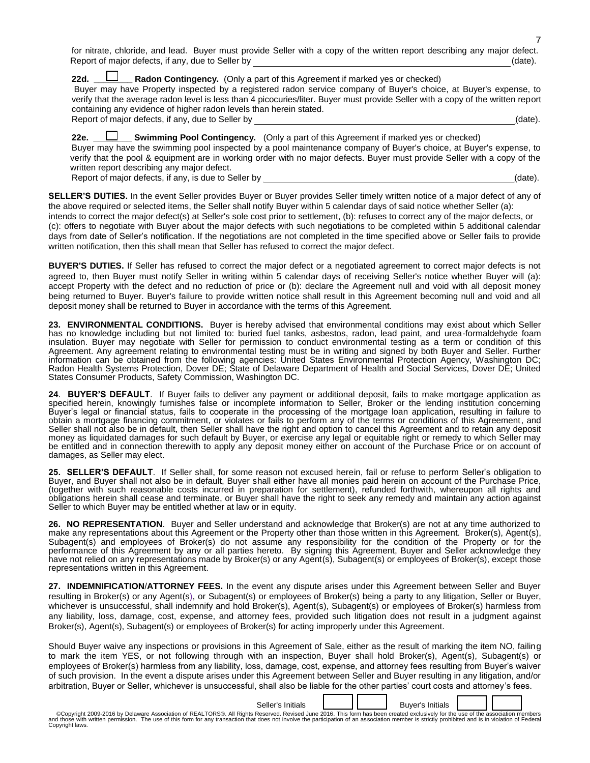for nitrate, chloride, and lead. Buyer must provide Seller with a copy of the written report describing any major defect. Report of major defects, if any, due to Seller by ______________________________ (date).

**22d.** ☐ **Radon Contingency.** (Only a part of this Agreement if marked yes or checked)
Buyer may have Property inspected by a registered radon service company of Buyer's choice, at Buyer's expense, to verify that the average radon level is less than 4 picocuries/liter. Buyer must provide Seller with a copy of the written report containing any evidence of higher radon levels than herein stated.
Report of major defects, if any, due to Seller by ______________________________ (date).

**22e.** ☐ **Swimming Pool Contingency.** (Only a part of this Agreement if marked yes or checked)
Buyer may have the swimming pool inspected by a pool maintenance company of Buyer's choice, at Buyer's expense, to verify that the pool & equipment are in working order with no major defects. Buyer must provide Seller with a copy of the written report describing any major defect.
Report of major defects, if any, is due to Seller by ______________________________ (date).

**SELLER'S DUTIES.** In the event Seller provides Buyer or Buyer provides Seller timely written notice of a major defect of any of the above required or selected items, the Seller shall notify Buyer within 5 calendar days of said notice whether Seller (a): intends to correct the major defect(s) at Seller's sole cost prior to settlement, (b): refuses to correct any of the major defects, or (c): offers to negotiate with Buyer about the major defects with such negotiations to be completed within 5 additional calendar days from date of Seller's notification. If the negotiations are not completed in the time specified above or Seller fails to provide written notification, then this shall mean that Seller has refused to correct the major defect.

**BUYER'S DUTIES.** If Seller has refused to correct the major defect or a negotiated agreement to correct major defects is not agreed to, then Buyer must notify Seller in writing within 5 calendar days of receiving Seller's notice whether Buyer will (a): accept Property with the defect and no reduction of price or (b): declare the Agreement null and void with all deposit money being returned to Buyer. Buyer's failure to provide written notice shall result in this Agreement becoming null and void and all deposit money shall be returned to Buyer in accordance with the terms of this Agreement.

**23. ENVIRONMENTAL CONDITIONS.** Buyer is hereby advised that environmental conditions may exist about which Seller has no knowledge including but not limited to: buried fuel tanks, asbestos, radon, lead paint, and urea-formaldehyde foam insulation. Buyer may negotiate with Seller for permission to conduct environmental testing as a term or condition of this Agreement. Any agreement relating to environmental testing must be in writing and signed by both Buyer and Seller. Further information can be obtained from the following agencies: United States Environmental Protection Agency, Washington DC; Radon Health Systems Protection, Dover DE; State of Delaware Department of Health and Social Services, Dover DE; United States Consumer Products, Safety Commission, Washington DC.

**24**. **BUYER'S DEFAULT**. If Buyer fails to deliver any payment or additional deposit, fails to make mortgage application as specified herein, knowingly furnishes false or incomplete information to Seller, Broker or the lending institution concerning Buyer's legal or financial status, fails to cooperate in the processing of the mortgage loan application, resulting in failure to obtain a mortgage financing commitment, or violates or fails to perform any of the terms or conditions of this Agreement, and Seller shall not also be in default, then Seller shall have the right and option to cancel this Agreement and to retain any deposit money as liquidated damages for such default by Buyer, or exercise any legal or equitable right or remedy to which Seller may be entitled and in connection therewith to apply any deposit money either on account of the Purchase Price or on account of damages, as Seller may elect.

**25. SELLER'S DEFAULT**. If Seller shall, for some reason not excused herein, fail or refuse to perform Seller's obligation to Buyer, and Buyer shall not also be in default, Buyer shall either have all monies paid herein on account of the Purchase Price, (together with such reasonable costs incurred in preparation for settlement), refunded forthwith, whereupon all rights and obligations herein shall cease and terminate, or Buyer shall have the right to seek any remedy and maintain any action against Seller to which Buyer may be entitled whether at law or in equity.

**26. NO REPRESENTATION**. Buyer and Seller understand and acknowledge that Broker(s) are not at any time authorized to make any representations about this Agreement or the Property other than those written in this Agreement. Broker(s), Agent(s), Subagent(s) and employees of Broker(s) do not assume any responsibility for the condition of the Property or for the performance of this Agreement by any or all parties hereto. By signing this Agreement, Buyer and Seller acknowledge they have not relied on any representations made by Broker(s) or any Agent(s), Subagent(s) or employees of Broker(s), except those representations written in this Agreement.

**27. INDEMNIFICATION/ATTORNEY FEES.** In the event any dispute arises under this Agreement between Seller and Buyer resulting in Broker(s) or any Agent(s), or Subagent(s) or employees of Broker(s) being a party to any litigation, Seller or Buyer, whichever is unsuccessful, shall indemnify and hold Broker(s), Agent(s), Subagent(s) or employees of Broker(s) harmless from any liability, loss, damage, cost, expense, and attorney fees, provided such litigation does not result in a judgment against Broker(s), Agent(s), Subagent(s) or employees of Broker(s) for acting improperly under this Agreement.

Should Buyer waive any inspections or provisions in this Agreement of Sale, either as the result of marking the item NO, failing to mark the item YES, or not following through with an inspection, Buyer shall hold Broker(s), Agent(s), Subagent(s) or employees of Broker(s) harmless from any liability, loss, damage, cost, expense, and attorney fees resulting from Buyer's waiver of such provision. In the event a dispute arises under this Agreement between Seller and Buyer resulting in any litigation, and/or arbitration, Buyer or Seller, whichever is unsuccessful, shall also be liable for the other parties' court costs and attorney's fees.

Seller's Initials ☐ ☐ Buyer's Initials ☐ ☐

©Copyright 2009-2016 by Delaware Association of REALTORS®. All Rights Reserved. Revised June 2016. This form has been created exclusively for the use of the association members and those with written permission. The use of this form for any transaction that does not involve the participation of an association member is strictly prohibited and is in violation of Federal Copyright laws.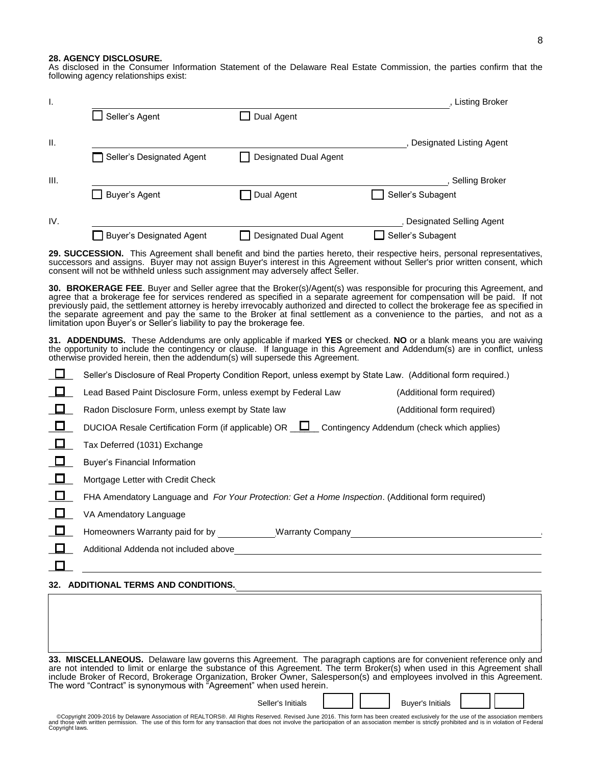**28. AGENCY DISCLOSURE.**
As disclosed in the Consumer Information Statement of the Delaware Real Estate Commission, the parties confirm that the following agency relationships exist:

I. ______________________________________________, Listing Broker

☐ Seller's Agent ☐ Dual Agent

II. ______________________________________________, Designated Listing Agent

☐ Seller's Designated Agent ☐ Designated Dual Agent

III. ______________________________________________, Selling Broker

☐ Buyer's Agent ☐ Dual Agent ☐ Seller's Subagent

IV. ______________________________________________, Designated Selling Agent

☐ Buyer's Designated Agent ☐ Designated Dual Agent ☐ Seller's Subagent

**29. SUCCESSION.** This Agreement shall benefit and bind the parties hereto, their respective heirs, personal representatives, successors and assigns. Buyer may not assign Buyer's interest in this Agreement without Seller's prior written consent, which consent will not be withheld unless such assignment may adversely affect Seller.

**30. BROKERAGE FEE**. Buyer and Seller agree that the Broker(s)/Agent(s) was responsible for procuring this Agreement, and agree that a brokerage fee for services rendered as specified in a separate agreement for compensation will be paid. If not previously paid, the settlement attorney is hereby irrevocably authorized and directed to collect the brokerage fee as specified in the separate agreement and pay the same to the Broker at final settlement as a convenience to the parties, and not as a limitation upon Buyer's or Seller's liability to pay the brokerage fee.

**31. ADDENDUMS.** These Addendums are only applicable if marked **YES** or checked. **NO** or a blank means you are waiving the opportunity to include the contingency or clause. If language in this Agreement and Addendum(s) are in conflict, unless otherwise provided herein, then the addendum(s) will supersede this Agreement.

- ☐ Seller's Disclosure of Real Property Condition Report, unless exempt by State Law. (Additional form required.)
- ☐ Lead Based Paint Disclosure Form, unless exempt by Federal Law (Additional form required)
- ☐ Radon Disclosure Form, unless exempt by State law (Additional form required)
- ☐ DUCIOA Resale Certification Form (if applicable) OR ☐ Contingency Addendum (check which applies)
- ☐ Tax Deferred (1031) Exchange
- ☐ Buyer's Financial Information
- ☐ Mortgage Letter with Credit Check
- ☐ FHA Amendatory Language and *For Your Protection: Get a Home Inspection*. (Additional form required)
- ☐ VA Amendatory Language
- ☐ Homeowners Warranty paid for by __________ Warranty Company ______________________________
- ☐ Additional Addenda not included above ______________________________
- ☐ ______________________________

**32. ADDITIONAL TERMS AND CONDITIONS.** ______________________________

**33. MISCELLANEOUS.** Delaware law governs this Agreement. The paragraph captions are for convenient reference only and are not intended to limit or enlarge the substance of this Agreement. The term Broker(s) when used in this Agreement shall include Broker of Record, Brokerage Organization, Broker Owner, Salesperson(s) and employees involved in this Agreement. The word "Contract" is synonymous with "Agreement" when used herein.

Seller's Initials ______ ______ Buyer's Initials ______ ______

©Copyright 2009-2016 by Delaware Association of REALTORS®. All Rights Reserved. Revised June 2016. This form has been created exclusively for the use of the association members and those with written permission. The use of this form for any transaction that does not involve the participation of an association member is strictly prohibited and is in violation of Federal Copyright laws.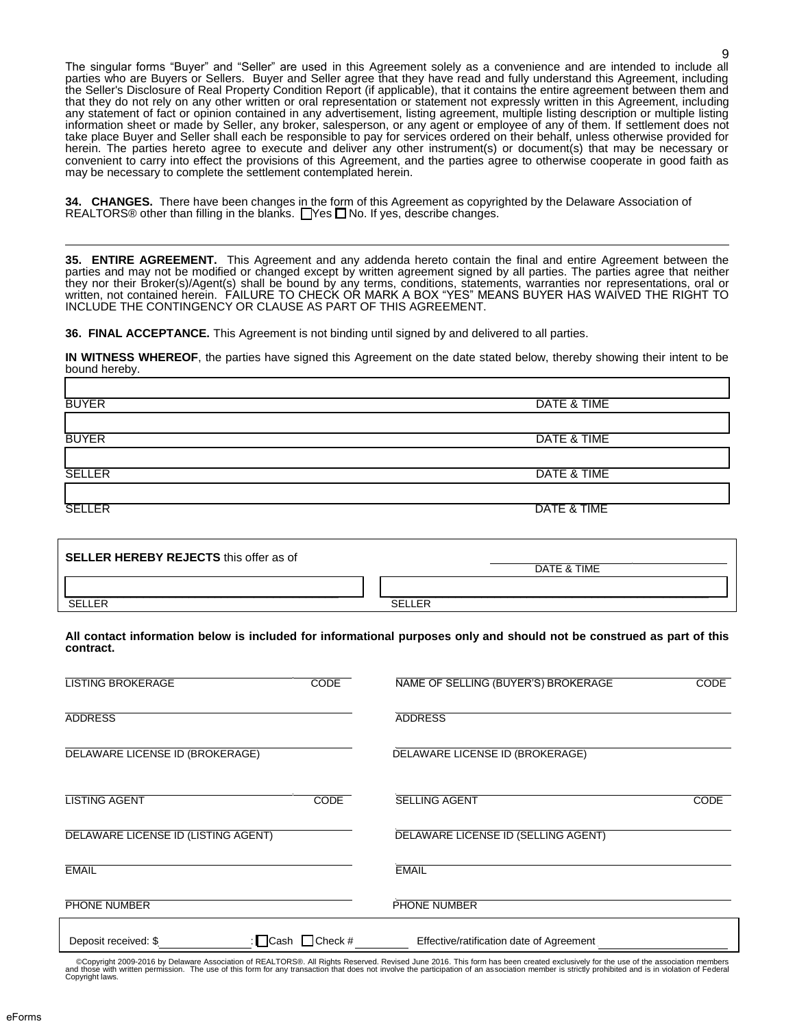The singular forms "Buyer" and "Seller" are used in this Agreement solely as a convenience and are intended to include all parties who are Buyers or Sellers. Buyer and Seller agree that they have read and fully understand this Agreement, including the Seller's Disclosure of Real Property Condition Report (if applicable), that it contains the entire agreement between them and that they do not rely on any other written or oral representation or statement not expressly written in this Agreement, including any statement of fact or opinion contained in any advertisement, listing agreement, multiple listing description or multiple listing information sheet or made by Seller, any broker, salesperson, or any agent or employee of any of them. If settlement does not take place Buyer and Seller shall each be responsible to pay for services ordered on their behalf, unless otherwise provided for herein. The parties hereto agree to execute and deliver any other instrument(s) or document(s) that may be necessary or convenient to carry into effect the provisions of this Agreement, and the parties agree to otherwise cooperate in good faith as may be necessary to complete the settlement contemplated herein.

**34. CHANGES.** There have been changes in the form of this Agreement as copyrighted by the Delaware Association of REALTORS® other than filling in the blanks. ☐ Yes ☐ No. If yes, describe changes.

**35. ENTIRE AGREEMENT.** This Agreement and any addenda hereto contain the final and entire Agreement between the parties and may not be modified or changed except by written agreement signed by all parties. The parties agree that neither they nor their Broker(s)/Agent(s) shall be bound by any terms, conditions, statements, warranties nor representations, oral or written, not contained herein. FAILURE TO CHECK OR MARK A BOX "YES" MEANS BUYER HAS WAIVED THE RIGHT TO INCLUDE THE CONTINGENCY OR CLAUSE AS PART OF THIS AGREEMENT.

**36. FINAL ACCEPTANCE.** This Agreement is not binding until signed by and delivered to all parties.

**IN WITNESS WHEREOF**, the parties have signed this Agreement on the date stated below, thereby showing their intent to be bound hereby.

BUYER DATE & TIME

BUYER DATE & TIME

SELLER DATE & TIME

SELLER DATE & TIME

**SELLER HEREBY REJECTS** this offer as of ____________ DATE & TIME

SELLER SELLER

**All contact information below is included for informational purposes only and should not be construed as part of this contract.**

| | |
|---|---|
| LISTING BROKERAGE CODE | NAME OF SELLING (BUYER'S) BROKERAGE CODE |
| ADDRESS | ADDRESS |
| DELAWARE LICENSE ID (BROKERAGE) | DELAWARE LICENSE ID (BROKERAGE) |
| LISTING AGENT CODE | SELLING AGENT CODE |
| DELAWARE LICENSE ID (LISTING AGENT) | DELAWARE LICENSE ID (SELLING AGENT) |
| EMAIL | EMAIL |
| PHONE NUMBER | PHONE NUMBER |

Deposit received: $ ____________ : ☐ Cash ☐ Check # ________ Effective/ratification date of Agreement ____________

©Copyright 2009-2016 by Delaware Association of REALTORS®. All Rights Reserved. Revised June 2016. This form has been created exclusively for the use of the association members and those with written permission. The use of this form for any transaction that does not involve the participation of an association member is strictly prohibited and is in violation of Federal Copyright laws.